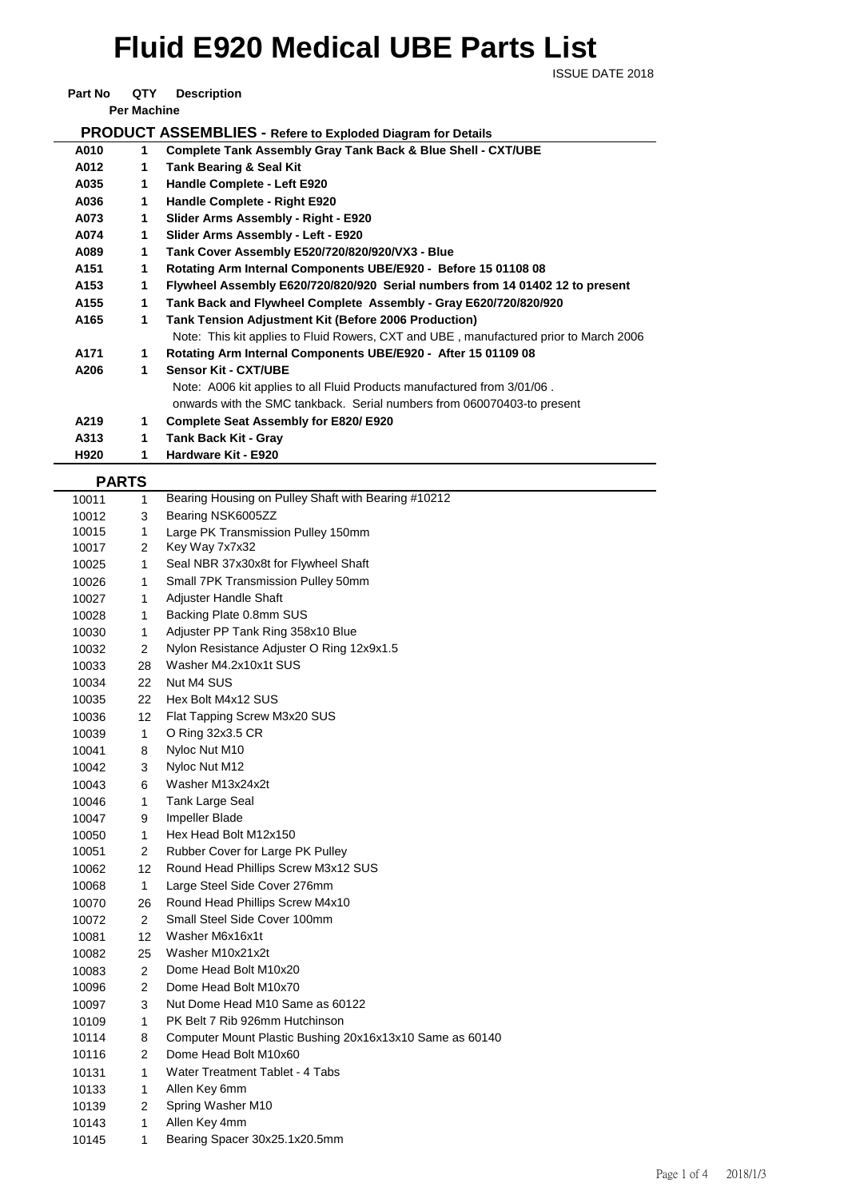# Fluid E920 Medical UBE Parts List

ISSUE DATE 2018

**Part No** | **QTY Per Machine** | **Description**

### PRODUCT ASSEMBLIES - Refere to Exploded Diagram for Details

| Part No | QTY Per Machine | Description |
|---|---|---|
| **A010** | **1** | **Complete Tank Assembly Gray Tank Back & Blue Shell - CXT/UBE** |
| **A012** | **1** | **Tank Bearing & Seal Kit** |
| **A035** | **1** | **Handle Complete - Left E920** |
| **A036** | **1** | **Handle Complete - Right E920** |
| **A073** | **1** | **Slider Arms Assembly - Right - E920** |
| **A074** | **1** | **Slider Arms Assembly - Left - E920** |
| **A089** | **1** | **Tank Cover Assembly E520/720/820/920/VX3 - Blue** |
| **A151** | **1** | **Rotating Arm Internal Components UBE/E920 - Before 15 01108 08** |
| **A153** | **1** | **Flywheel Assembly E620/720/820/920 Serial numbers from 14 01402 12 to present** |
| **A155** | **1** | **Tank Back and Flywheel Complete Assembly - Gray E620/720/820/920** |
| **A165** | **1** | **Tank Tension Adjustment Kit (Before 2006 Production)** |
| | | Note: This kit applies to Fluid Rowers, CXT and UBE , manufactured prior to March 2006 |
| **A171** | **1** | **Rotating Arm Internal Components UBE/E920 - After 15 01109 08** |
| **A206** | **1** | **Sensor Kit - CXT/UBE** |
| | | Note: A006 kit applies to all Fluid Products manufactured from 3/01/06 . |
| | | onwards with the SMC tankback. Serial numbers from 060070403-to present |
| **A219** | **1** | **Complete Seat Assembly for E820/ E920** |
| **A313** | **1** | **Tank Back Kit - Gray** |
| **H920** | **1** | **Hardware Kit - E920** |

### PARTS

| Part No | QTY Per Machine | Description |
|---|---|---|
| 10011 | 1 | Bearing Housing on Pulley Shaft with Bearing #10212 |
| 10012 | 3 | Bearing NSK6005ZZ |
| 10015 | 1 | Large PK Transmission Pulley 150mm |
| 10017 | 2 | Key Way 7x7x32 |
| 10025 | 1 | Seal NBR 37x30x8t for Flywheel Shaft |
| 10026 | 1 | Small 7PK Transmission Pulley 50mm |
| 10027 | 1 | Adjuster Handle Shaft |
| 10028 | 1 | Backing Plate 0.8mm SUS |
| 10030 | 1 | Adjuster PP Tank Ring 358x10 Blue |
| 10032 | 2 | Nylon Resistance Adjuster O Ring 12x9x1.5 |
| 10033 | 28 | Washer M4.2x10x1t SUS |
| 10034 | 22 | Nut M4 SUS |
| 10035 | 22 | Hex Bolt M4x12 SUS |
| 10036 | 12 | Flat Tapping Screw M3x20 SUS |
| 10039 | 1 | O Ring 32x3.5 CR |
| 10041 | 8 | Nyloc Nut M10 |
| 10042 | 3 | Nyloc Nut M12 |
| 10043 | 6 | Washer M13x24x2t |
| 10046 | 1 | Tank Large Seal |
| 10047 | 9 | Impeller Blade |
| 10050 | 1 | Hex Head Bolt M12x150 |
| 10051 | 2 | Rubber Cover for Large PK Pulley |
| 10062 | 12 | Round Head Phillips Screw M3x12 SUS |
| 10068 | 1 | Large Steel Side Cover 276mm |
| 10070 | 26 | Round Head Phillips Screw M4x10 |
| 10072 | 2 | Small Steel Side Cover 100mm |
| 10081 | 12 | Washer M6x16x1t |
| 10082 | 25 | Washer M10x21x2t |
| 10083 | 2 | Dome Head Bolt M10x20 |
| 10096 | 2 | Dome Head Bolt M10x70 |
| 10097 | 3 | Nut Dome Head M10 Same as 60122 |
| 10109 | 1 | PK Belt 7 Rib 926mm Hutchinson |
| 10114 | 8 | Computer Mount Plastic Bushing 20x16x13x10 Same as 60140 |
| 10116 | 2 | Dome Head Bolt M10x60 |
| 10131 | 1 | Water Treatment Tablet - 4 Tabs |
| 10133 | 1 | Allen Key 6mm |
| 10139 | 2 | Spring Washer M10 |
| 10143 | 1 | Allen Key 4mm |
| 10145 | 1 | Bearing Spacer 30x25.1x20.5mm |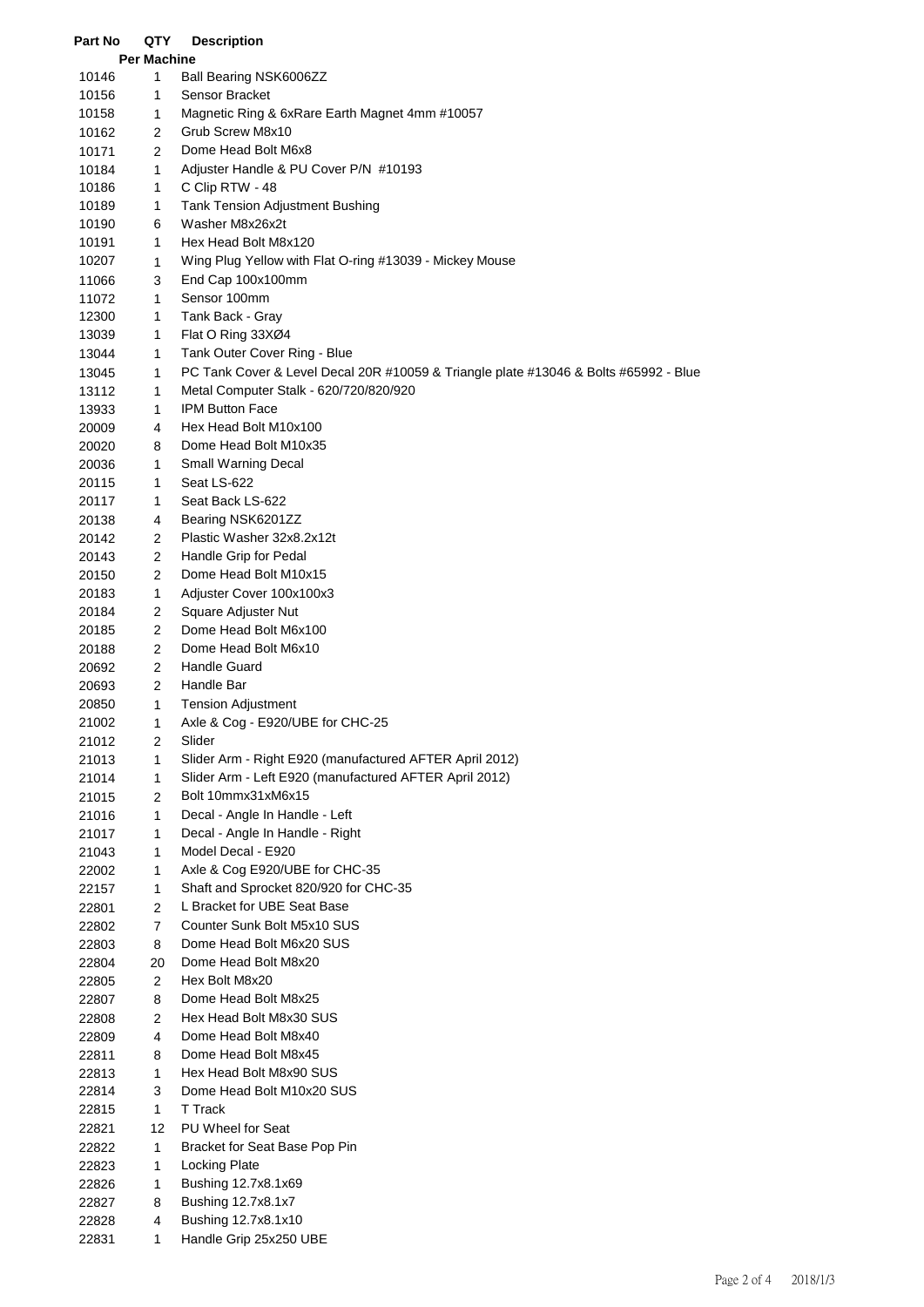| Part No | QTY Per Machine | Description |
|---|---|---|
| 10146 | 1 | Ball Bearing NSK6006ZZ |
| 10156 | 1 | Sensor Bracket |
| 10158 | 1 | Magnetic Ring & 6xRare Earth Magnet 4mm #10057 |
| 10162 | 2 | Grub Screw M8x10 |
| 10171 | 2 | Dome Head Bolt M6x8 |
| 10184 | 1 | Adjuster Handle & PU Cover P/N #10193 |
| 10186 | 1 | C Clip RTW - 48 |
| 10189 | 1 | Tank Tension Adjustment Bushing |
| 10190 | 6 | Washer M8x26x2t |
| 10191 | 1 | Hex Head Bolt M8x120 |
| 10207 | 1 | Wing Plug Yellow with Flat O-ring #13039 - Mickey Mouse |
| 11066 | 3 | End Cap 100x100mm |
| 11072 | 1 | Sensor 100mm |
| 12300 | 1 | Tank Back - Gray |
| 13039 | 1 | Flat O Ring 33XØ4 |
| 13044 | 1 | Tank Outer Cover Ring - Blue |
| 13045 | 1 | PC Tank Cover & Level Decal 20R #10059 & Triangle plate #13046 & Bolts #65992 - Blue |
| 13112 | 1 | Metal Computer Stalk - 620/720/820/920 |
| 13933 | 1 | IPM Button Face |
| 20009 | 4 | Hex Head Bolt M10x100 |
| 20020 | 8 | Dome Head Bolt M10x35 |
| 20036 | 1 | Small Warning Decal |
| 20115 | 1 | Seat LS-622 |
| 20117 | 1 | Seat Back LS-622 |
| 20138 | 4 | Bearing NSK6201ZZ |
| 20142 | 2 | Plastic Washer 32x8.2x12t |
| 20143 | 2 | Handle Grip for Pedal |
| 20150 | 2 | Dome Head Bolt M10x15 |
| 20183 | 1 | Adjuster Cover 100x100x3 |
| 20184 | 2 | Square Adjuster Nut |
| 20185 | 2 | Dome Head Bolt M6x100 |
| 20188 | 2 | Dome Head Bolt M6x10 |
| 20692 | 2 | Handle Guard |
| 20693 | 2 | Handle Bar |
| 20850 | 1 | Tension Adjustment |
| 21002 | 1 | Axle & Cog - E920/UBE for CHC-25 |
| 21012 | 2 | Slider |
| 21013 | 1 | Slider Arm - Right E920 (manufactured AFTER April 2012) |
| 21014 | 1 | Slider Arm - Left E920 (manufactured AFTER April 2012) |
| 21015 | 2 | Bolt 10mmx31xM6x15 |
| 21016 | 1 | Decal - Angle In Handle - Left |
| 21017 | 1 | Decal - Angle In Handle - Right |
| 21043 | 1 | Model Decal - E920 |
| 22002 | 1 | Axle & Cog E920/UBE for CHC-35 |
| 22157 | 1 | Shaft and Sprocket 820/920 for CHC-35 |
| 22801 | 2 | L Bracket for UBE Seat Base |
| 22802 | 7 | Counter Sunk Bolt M5x10 SUS |
| 22803 | 8 | Dome Head Bolt M6x20 SUS |
| 22804 | 20 | Dome Head Bolt M8x20 |
| 22805 | 2 | Hex Bolt M8x20 |
| 22807 | 8 | Dome Head Bolt M8x25 |
| 22808 | 2 | Hex Head Bolt M8x30 SUS |
| 22809 | 4 | Dome Head Bolt M8x40 |
| 22811 | 8 | Dome Head Bolt M8x45 |
| 22813 | 1 | Hex Head Bolt M8x90 SUS |
| 22814 | 3 | Dome Head Bolt M10x20 SUS |
| 22815 | 1 | T Track |
| 22821 | 12 | PU Wheel for Seat |
| 22822 | 1 | Bracket for Seat Base Pop Pin |
| 22823 | 1 | Locking Plate |
| 22826 | 1 | Bushing 12.7x8.1x69 |
| 22827 | 8 | Bushing 12.7x8.1x7 |
| 22828 | 4 | Bushing 12.7x8.1x10 |
| 22831 | 1 | Handle Grip 25x250 UBE |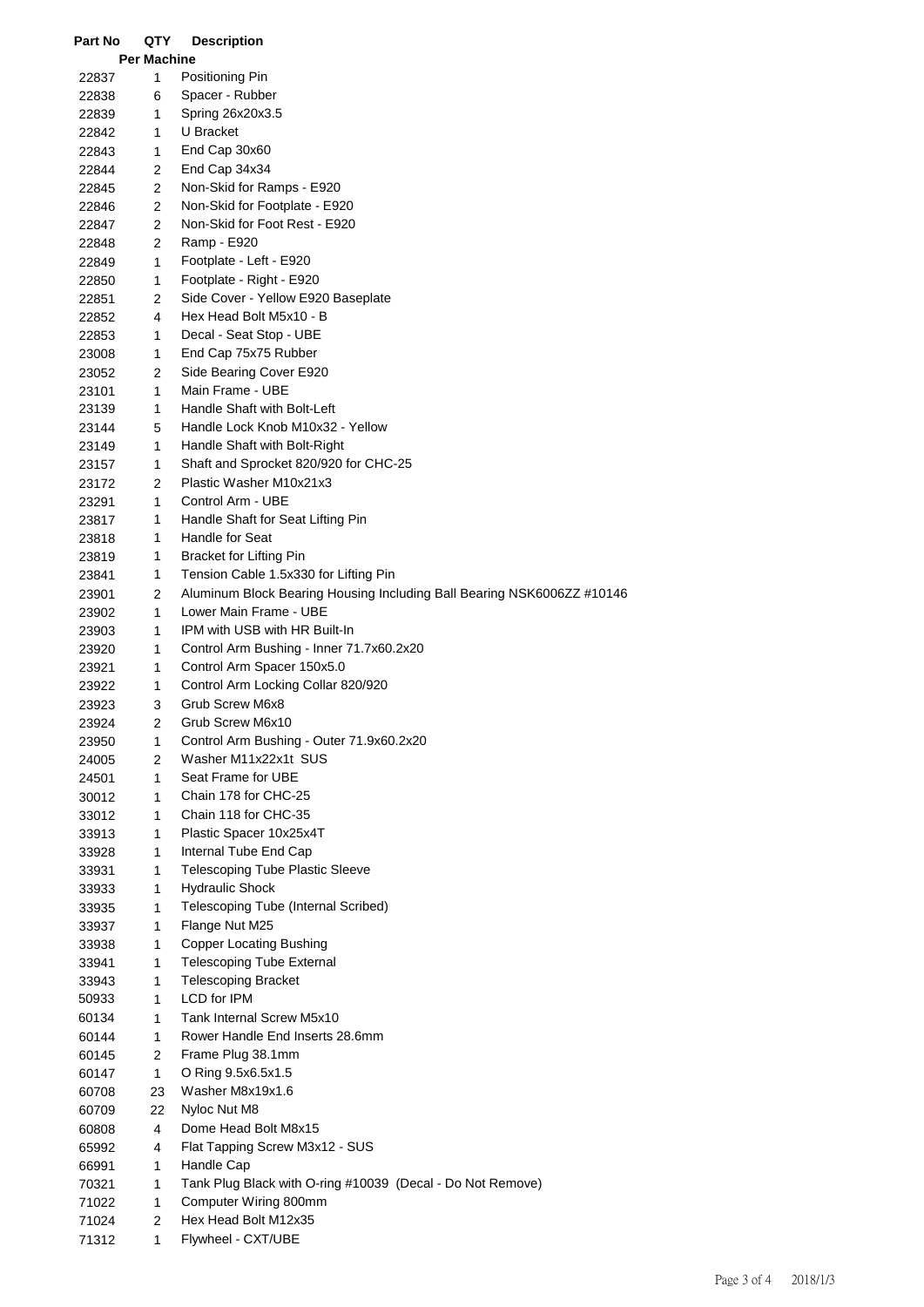| Part No | QTY Per Machine | Description |
|---|---|---|
| 22837 | 1 | Positioning Pin |
| 22838 | 6 | Spacer - Rubber |
| 22839 | 1 | Spring 26x20x3.5 |
| 22842 | 1 | U Bracket |
| 22843 | 1 | End Cap 30x60 |
| 22844 | 2 | End Cap 34x34 |
| 22845 | 2 | Non-Skid for Ramps - E920 |
| 22846 | 2 | Non-Skid for Footplate - E920 |
| 22847 | 2 | Non-Skid for Foot Rest - E920 |
| 22848 | 2 | Ramp - E920 |
| 22849 | 1 | Footplate - Left - E920 |
| 22850 | 1 | Footplate - Right - E920 |
| 22851 | 2 | Side Cover - Yellow E920 Baseplate |
| 22852 | 4 | Hex Head Bolt M5x10 - B |
| 22853 | 1 | Decal - Seat Stop - UBE |
| 23008 | 1 | End Cap 75x75 Rubber |
| 23052 | 2 | Side Bearing Cover E920 |
| 23101 | 1 | Main Frame - UBE |
| 23139 | 1 | Handle Shaft with Bolt-Left |
| 23144 | 5 | Handle Lock Knob M10x32 - Yellow |
| 23149 | 1 | Handle Shaft with Bolt-Right |
| 23157 | 1 | Shaft and Sprocket 820/920 for CHC-25 |
| 23172 | 2 | Plastic Washer M10x21x3 |
| 23291 | 1 | Control Arm - UBE |
| 23817 | 1 | Handle Shaft for Seat Lifting Pin |
| 23818 | 1 | Handle for Seat |
| 23819 | 1 | Bracket for Lifting Pin |
| 23841 | 1 | Tension Cable 1.5x330 for Lifting Pin |
| 23901 | 2 | Aluminum Block Bearing Housing Including Ball Bearing NSK6006ZZ #10146 |
| 23902 | 1 | Lower Main Frame - UBE |
| 23903 | 1 | IPM with USB with HR Built-In |
| 23920 | 1 | Control Arm Bushing - Inner 71.7x60.2x20 |
| 23921 | 1 | Control Arm Spacer 150x5.0 |
| 23922 | 1 | Control Arm Locking Collar 820/920 |
| 23923 | 3 | Grub Screw M6x8 |
| 23924 | 2 | Grub Screw M6x10 |
| 23950 | 1 | Control Arm Bushing - Outer 71.9x60.2x20 |
| 24005 | 2 | Washer M11x22x1t SUS |
| 24501 | 1 | Seat Frame for UBE |
| 30012 | 1 | Chain 178 for CHC-25 |
| 33012 | 1 | Chain 118 for CHC-35 |
| 33913 | 1 | Plastic Spacer 10x25x4T |
| 33928 | 1 | Internal Tube End Cap |
| 33931 | 1 | Telescoping Tube Plastic Sleeve |
| 33933 | 1 | Hydraulic Shock |
| 33935 | 1 | Telescoping Tube (Internal Scribed) |
| 33937 | 1 | Flange Nut M25 |
| 33938 | 1 | Copper Locating Bushing |
| 33941 | 1 | Telescoping Tube External |
| 33943 | 1 | Telescoping Bracket |
| 50933 | 1 | LCD for IPM |
| 60134 | 1 | Tank Internal Screw M5x10 |
| 60144 | 1 | Rower Handle End Inserts 28.6mm |
| 60145 | 2 | Frame Plug 38.1mm |
| 60147 | 1 | O Ring 9.5x6.5x1.5 |
| 60708 | 23 | Washer M8x19x1.6 |
| 60709 | 22 | Nyloc Nut M8 |
| 60808 | 4 | Dome Head Bolt M8x15 |
| 65992 | 4 | Flat Tapping Screw M3x12 - SUS |
| 66991 | 1 | Handle Cap |
| 70321 | 1 | Tank Plug Black with O-ring #10039 (Decal - Do Not Remove) |
| 71022 | 1 | Computer Wiring 800mm |
| 71024 | 2 | Hex Head Bolt M12x35 |
| 71312 | 1 | Flywheel - CXT/UBE |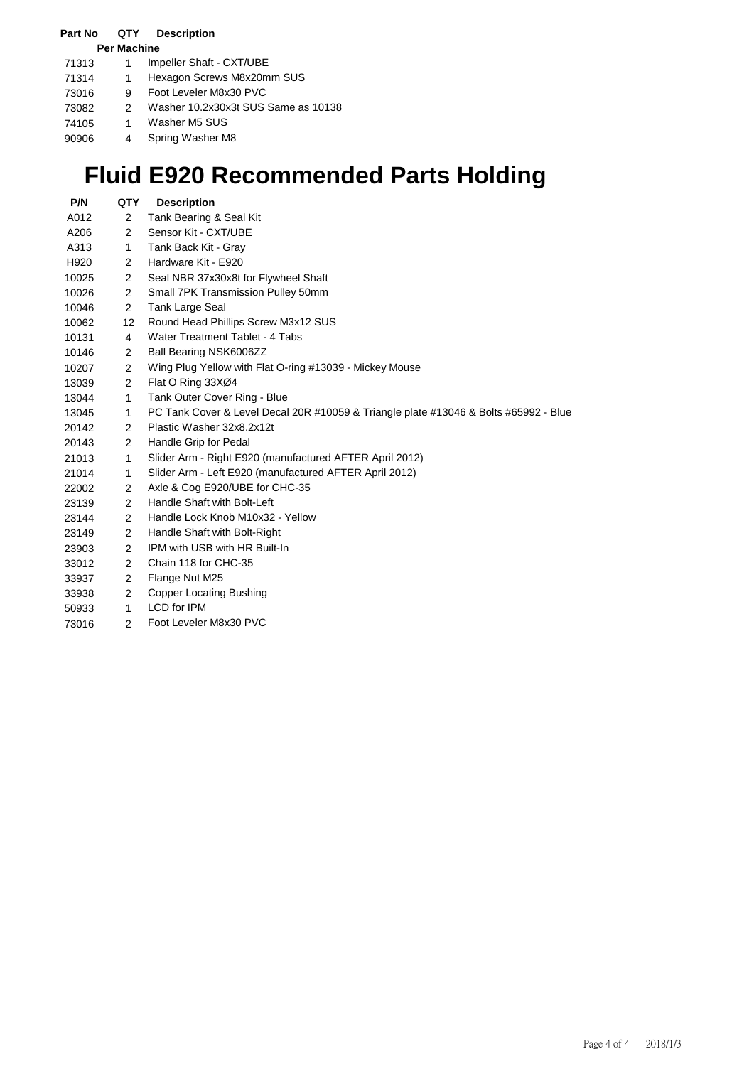| Part No | QTY Per Machine | Description |
|---|---|---|
| 71313 | 1 | Impeller Shaft - CXT/UBE |
| 71314 | 1 | Hexagon Screws M8x20mm SUS |
| 73016 | 9 | Foot Leveler M8x30 PVC |
| 73082 | 2 | Washer 10.2x30x3t SUS Same as 10138 |
| 74105 | 1 | Washer M5 SUS |
| 90906 | 4 | Spring Washer M8 |

# Fluid E920 Recommended Parts Holding

| P/N | QTY | Description |
|---|---|---|
| A012 | 2 | Tank Bearing & Seal Kit |
| A206 | 2 | Sensor Kit - CXT/UBE |
| A313 | 1 | Tank Back Kit - Gray |
| H920 | 2 | Hardware Kit - E920 |
| 10025 | 2 | Seal NBR 37x30x8t for Flywheel Shaft |
| 10026 | 2 | Small 7PK Transmission Pulley 50mm |
| 10046 | 2 | Tank Large Seal |
| 10062 | 12 | Round Head Phillips Screw M3x12 SUS |
| 10131 | 4 | Water Treatment Tablet - 4 Tabs |
| 10146 | 2 | Ball Bearing NSK6006ZZ |
| 10207 | 2 | Wing Plug Yellow with Flat O-ring #13039 - Mickey Mouse |
| 13039 | 2 | Flat O Ring 33XØ4 |
| 13044 | 1 | Tank Outer Cover Ring - Blue |
| 13045 | 1 | PC Tank Cover & Level Decal 20R #10059 & Triangle plate #13046 & Bolts #65992 - Blue |
| 20142 | 2 | Plastic Washer 32x8.2x12t |
| 20143 | 2 | Handle Grip for Pedal |
| 21013 | 1 | Slider Arm - Right E920 (manufactured AFTER April 2012) |
| 21014 | 1 | Slider Arm - Left E920 (manufactured AFTER April 2012) |
| 22002 | 2 | Axle & Cog E920/UBE for CHC-35 |
| 23139 | 2 | Handle Shaft with Bolt-Left |
| 23144 | 2 | Handle Lock Knob M10x32 - Yellow |
| 23149 | 2 | Handle Shaft with Bolt-Right |
| 23903 | 2 | IPM with USB with HR Built-In |
| 33012 | 2 | Chain 118 for CHC-35 |
| 33937 | 2 | Flange Nut M25 |
| 33938 | 2 | Copper Locating Bushing |
| 50933 | 1 | LCD for IPM |
| 73016 | 2 | Foot Leveler M8x30 PVC |

2018/1/3